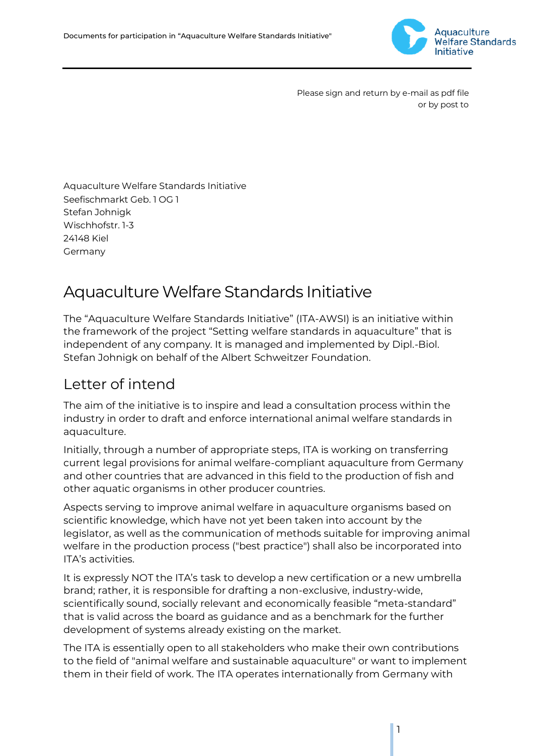Please sign and return by e-mail as pdf file
or by post to

Aquaculture Welfare Standards Initiative
Seefischmarkt Geb. 1 OG 1
Stefan Johnigk
Wischhofstr. 1-3
24148 Kiel
Germany

# Aquaculture Welfare Standards Initiative

The "Aquaculture Welfare Standards Initiative" (ITA-AWSI) is an initiative within the framework of the project "Setting welfare standards in aquaculture" that is independent of any company. It is managed and implemented by Dipl.-Biol. Stefan Johnigk on behalf of the Albert Schweitzer Foundation.

## Letter of intend

The aim of the initiative is to inspire and lead a consultation process within the industry in order to draft and enforce international animal welfare standards in aquaculture.

Initially, through a number of appropriate steps, ITA is working on transferring current legal provisions for animal welfare-compliant aquaculture from Germany and other countries that are advanced in this field to the production of fish and other aquatic organisms in other producer countries.

Aspects serving to improve animal welfare in aquaculture organisms based on scientific knowledge, which have not yet been taken into account by the legislator, as well as the communication of methods suitable for improving animal welfare in the production process ("best practice") shall also be incorporated into ITA's activities.

It is expressly NOT the ITA's task to develop a new certification or a new umbrella brand; rather, it is responsible for drafting a non-exclusive, industry-wide, scientifically sound, socially relevant and economically feasible "meta-standard" that is valid across the board as guidance and as a benchmark for the further development of systems already existing on the market.

The ITA is essentially open to all stakeholders who make their own contributions to the field of "animal welfare and sustainable aquaculture" or want to implement them in their field of work. The ITA operates internationally from Germany with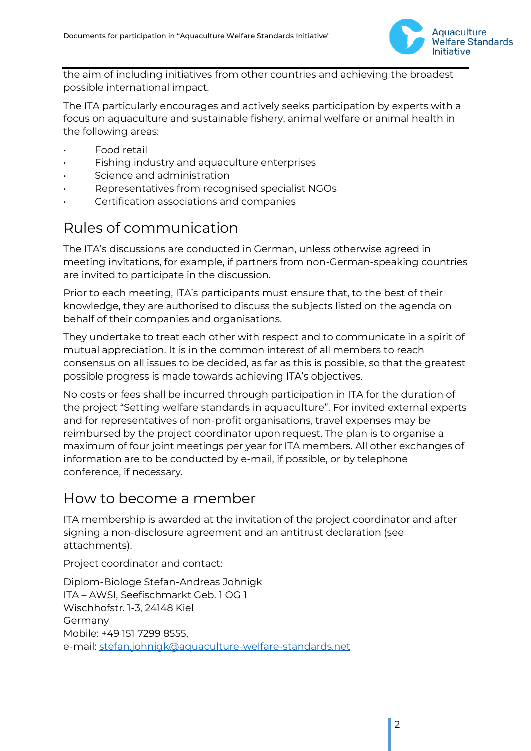the aim of including initiatives from other countries and achieving the broadest possible international impact.

The ITA particularly encourages and actively seeks participation by experts with a focus on aquaculture and sustainable fishery, animal welfare or animal health in the following areas:

- Food retail
- Fishing industry and aquaculture enterprises
- Science and administration
- Representatives from recognised specialist NGOs
- Certification associations and companies

## Rules of communication

The ITA's discussions are conducted in German, unless otherwise agreed in meeting invitations, for example, if partners from non-German-speaking countries are invited to participate in the discussion.

Prior to each meeting, ITA's participants must ensure that, to the best of their knowledge, they are authorised to discuss the subjects listed on the agenda on behalf of their companies and organisations.

They undertake to treat each other with respect and to communicate in a spirit of mutual appreciation. It is in the common interest of all members to reach consensus on all issues to be decided, as far as this is possible, so that the greatest possible progress is made towards achieving ITA's objectives.

No costs or fees shall be incurred through participation in ITA for the duration of the project "Setting welfare standards in aquaculture". For invited external experts and for representatives of non-profit organisations, travel expenses may be reimbursed by the project coordinator upon request. The plan is to organise a maximum of four joint meetings per year for ITA members. All other exchanges of information are to be conducted by e-mail, if possible, or by telephone conference, if necessary.

## How to become a member

ITA membership is awarded at the invitation of the project coordinator and after signing a non-disclosure agreement and an antitrust declaration (see attachments).

Project coordinator and contact:

Diplom-Biologe Stefan-Andreas Johnigk
ITA – AWSI, Seefischmarkt Geb. 1 OG 1
Wischhofstr. 1-3, 24148 Kiel
Germany
Mobile: +49 151 7299 8555,
e-mail: stefan.johnigk@aquaculture-welfare-standards.net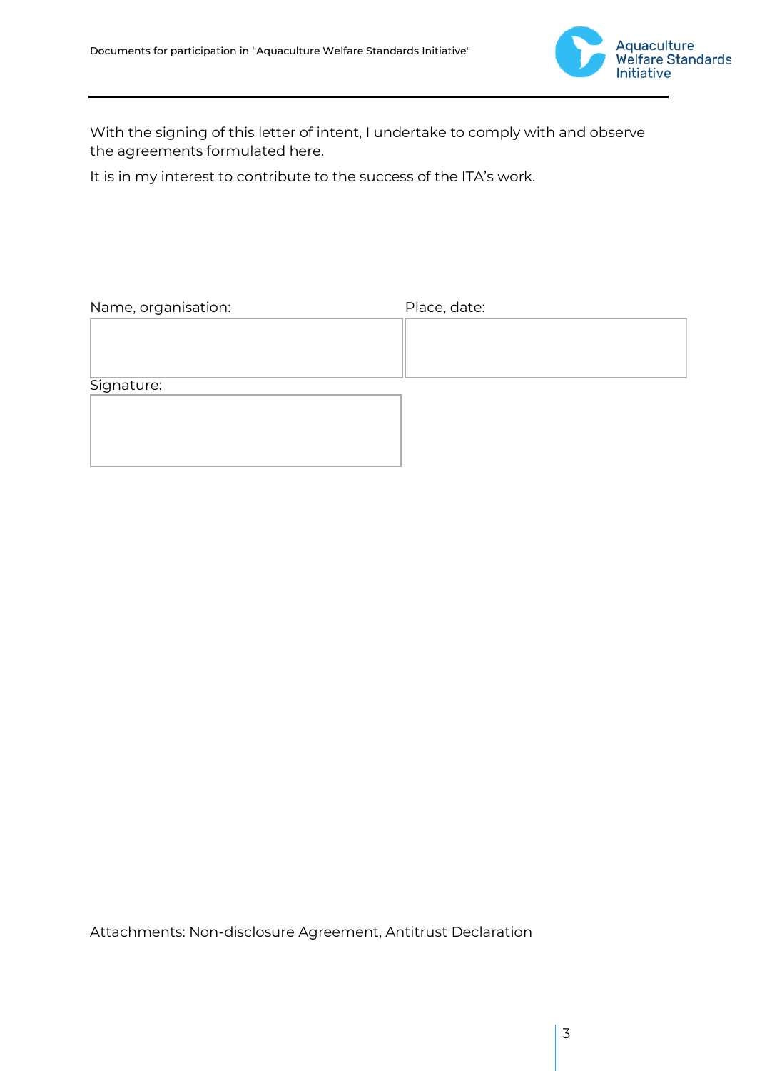With the signing of this letter of intent, I undertake to comply with and observe the agreements formulated here.

It is in my interest to contribute to the success of the ITA’s work.

| Name, organisation: | Place, date: |
| --- | --- |
| | |

| Signature: |
| --- |
| |

Attachments: Non-disclosure Agreement, Antitrust Declaration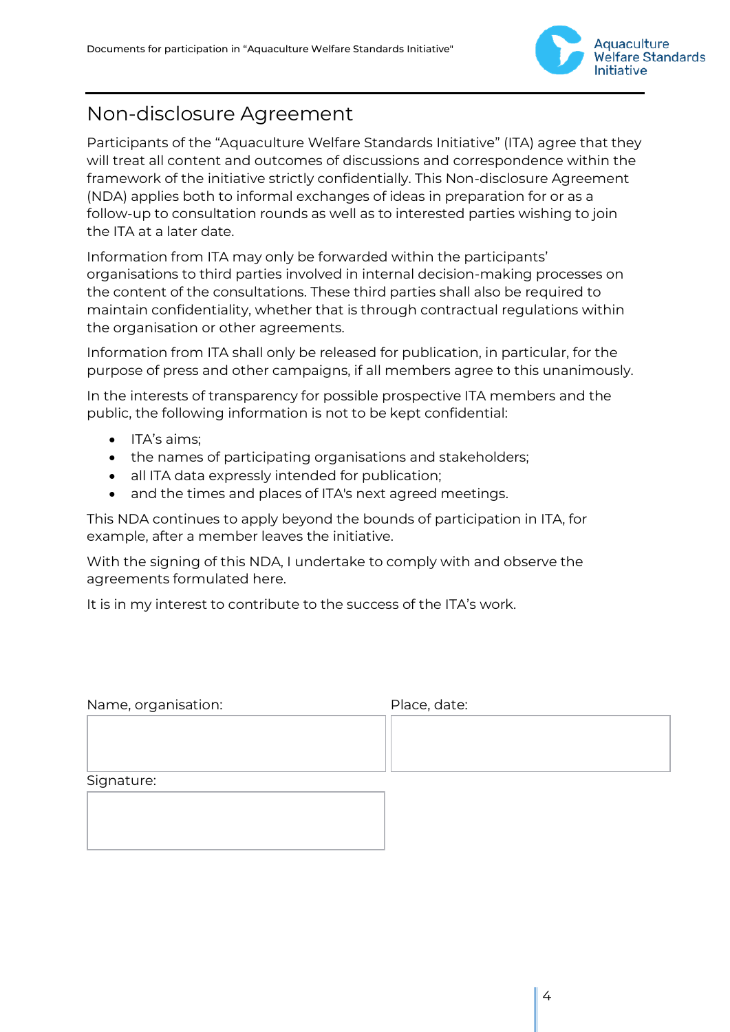# Non-disclosure Agreement

Participants of the "Aquaculture Welfare Standards Initiative" (ITA) agree that they will treat all content and outcomes of discussions and correspondence within the framework of the initiative strictly confidentially. This Non-disclosure Agreement (NDA) applies both to informal exchanges of ideas in preparation for or as a follow-up to consultation rounds as well as to interested parties wishing to join the ITA at a later date.

Information from ITA may only be forwarded within the participants' organisations to third parties involved in internal decision-making processes on the content of the consultations. These third parties shall also be required to maintain confidentiality, whether that is through contractual regulations within the organisation or other agreements.

Information from ITA shall only be released for publication, in particular, for the purpose of press and other campaigns, if all members agree to this unanimously.

In the interests of transparency for possible prospective ITA members and the public, the following information is not to be kept confidential:

- ITA's aims;
- the names of participating organisations and stakeholders;
- all ITA data expressly intended for publication;
- and the times and places of ITA's next agreed meetings.

This NDA continues to apply beyond the bounds of participation in ITA, for example, after a member leaves the initiative.

With the signing of this NDA, I undertake to comply with and observe the agreements formulated here.

It is in my interest to contribute to the success of the ITA's work.

Name, organisation: 

Place, date: 

Signature: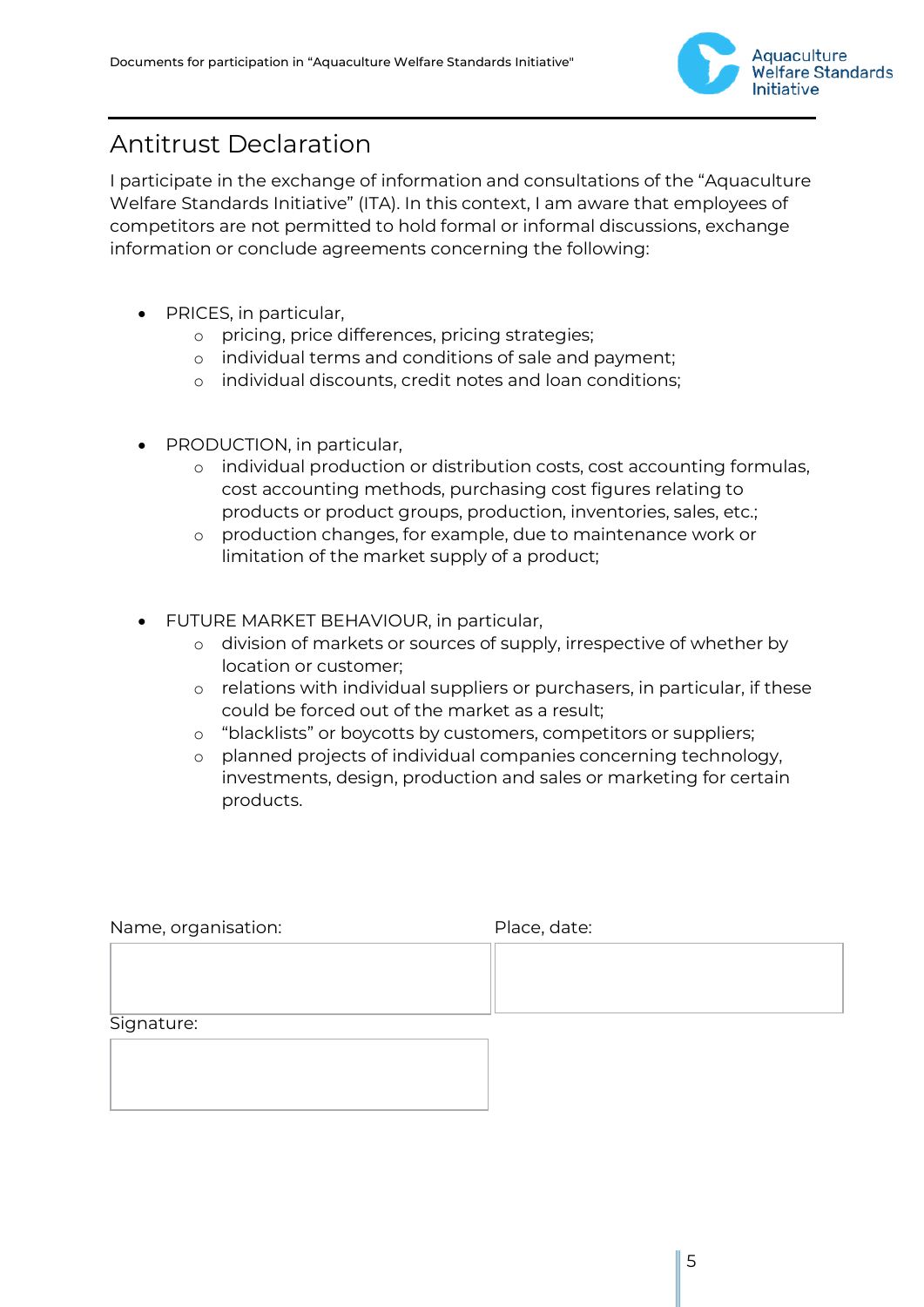# Antitrust Declaration

I participate in the exchange of information and consultations of the "Aquaculture Welfare Standards Initiative" (ITA). In this context, I am aware that employees of competitors are not permitted to hold formal or informal discussions, exchange information or conclude agreements concerning the following:

- PRICES, in particular,
  - pricing, price differences, pricing strategies;
  - individual terms and conditions of sale and payment;
  - individual discounts, credit notes and loan conditions;

- PRODUCTION, in particular,
  - individual production or distribution costs, cost accounting formulas, cost accounting methods, purchasing cost figures relating to products or product groups, production, inventories, sales, etc.;
  - production changes, for example, due to maintenance work or limitation of the market supply of a product;

- FUTURE MARKET BEHAVIOUR, in particular,
  - division of markets or sources of supply, irrespective of whether by location or customer;
  - relations with individual suppliers or purchasers, in particular, if these could be forced out of the market as a result;
  - "blacklists" or boycotts by customers, competitors or suppliers;
  - planned projects of individual companies concerning technology, investments, design, production and sales or marketing for certain products.

| Name, organisation: | Place, date: |
|---|---|
| | |

| Signature: |
|---|
| |